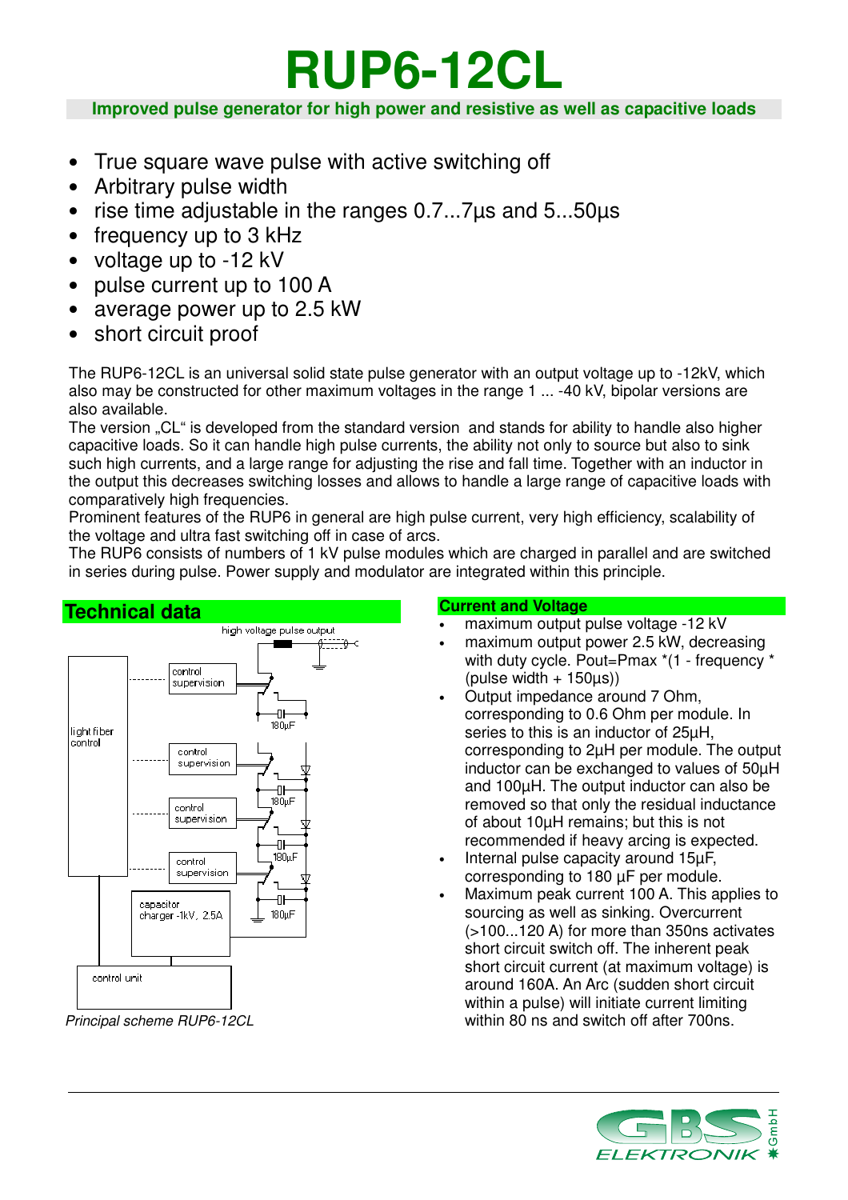# RUP6-12CL

**Improved pulse generator for high power and resistive as well as capacitive loads**

- True square wave pulse with active switching off
- Arbitrary pulse width
- rise time adjustable in the ranges 0.7...7µs and 5...50µs
- frequency up to 3 kHz
- voltage up to -12 kV
- pulse current up to 100 A
- average power up to 2.5 kW
- short circuit proof

The RUP6-12CL is an universal solid state pulse generator with an output voltage up to -12kV, which also may be constructed for other maximum voltages in the range 1 ... -40 kV, bipolar versions are also available.
The version „CL" is developed from the standard version and stands for ability to handle also higher capacitive loads. So it can handle high pulse currents, the ability not only to source but also to sink such high currents, and a large range for adjusting the rise and fall time. Together with an inductor in the output this decreases switching losses and allows to handle a large range of capacitive loads with comparatively high frequencies.
Prominent features of the RUP6 in general are high pulse current, very high efficiency, scalability of the voltage and ultra fast switching off in case of arcs.
The RUP6 consists of numbers of 1 kV pulse modules which are charged in parallel and are switched in series during pulse. Power supply and modulator are integrated within this principle.

## Technical data

high voltage pulse output

light fiber control

control supervision

control supervision

control supervision

control supervision

180µF

180µF

180µF

180µF

capacitor charger -1kV, 2.5A

control unit

*Principal scheme RUP6-12CL*

### Current and Voltage

- maximum output pulse voltage -12 kV
- maximum output power 2.5 kW, decreasing with duty cycle. Pout=Pmax *(1 - frequency * (pulse width + 150µs))
- Output impedance around 7 Ohm, corresponding to 0.6 Ohm per module. In series to this is an inductor of 25µH, corresponding to 2µH per module. The output inductor can be exchanged to values of 50µH and 100µH. The output inductor can also be removed so that only the residual inductance of about 10µH remains; but this is not recommended if heavy arcing is expected.
- Internal pulse capacity around 15µF, corresponding to 180 µF per module.
- Maximum peak current 100 A. This applies to sourcing as well as sinking. Overcurrent (>100...120 A) for more than 350ns activates short circuit switch off. The inherent peak short circuit current (at maximum voltage) is around 160A. An Arc (sudden short circuit within a pulse) will initiate current limiting within 80 ns and switch off after 700ns.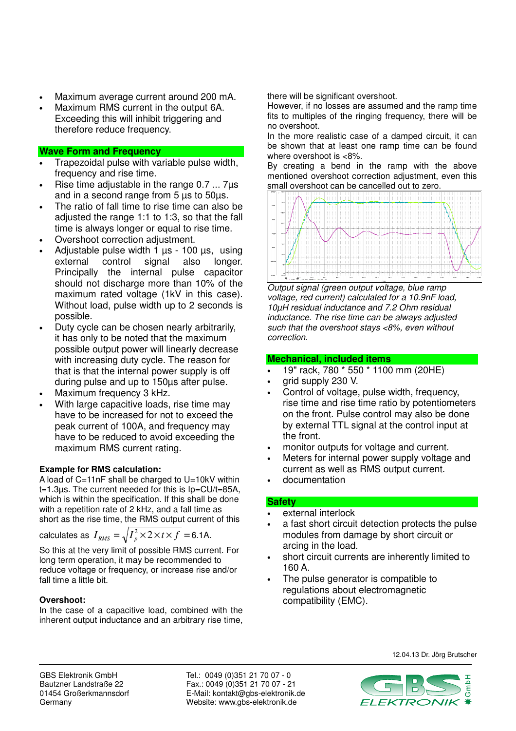- Maximum average current around 200 mA.
- Maximum RMS current in the output 6A. Exceeding this will inhibit triggering and therefore reduce frequency.

## Wave Form and Frequency

- Trapezoidal pulse with variable pulse width, frequency and rise time.
- Rise time adjustable in the range 0.7 ... 7µs and in a second range from 5 µs to 50µs.
- The ratio of fall time to rise time can also be adjusted the range 1:1 to 1:3, so that the fall time is always longer or equal to rise time.
- Overshoot correction adjustment.
- Adjustable pulse width 1 µs - 100 µs, using external control signal also longer. Principally the internal pulse capacitor should not discharge more than 10% of the maximum rated voltage (1kV in this case). Without load, pulse width up to 2 seconds is possible.
- Duty cycle can be chosen nearly arbitrarily, it has only to be noted that the maximum possible output power will linearly decrease with increasing duty cycle. The reason for that is that the internal power supply is off during pulse and up to 150µs after pulse.
- Maximum frequency 3 kHz.
- With large capacitive loads, rise time may have to be increased for not to exceed the peak current of 100A, and frequency may have to be reduced to avoid exceeding the maximum RMS current rating.

**Example for RMS calculation:**

A load of C=11nF shall be charged to U=10kV within t=1.3µs. The current needed for this is Ip=CU/t=85A, which is within the specification. If this shall be done with a repetition rate of 2 kHz, and a fall time as short as the rise time, the RMS output current of this calculates as $I_{RMS} = \sqrt{I_p^2 \times 2 \times t \times f} = 6.1\text{A}$.

So this at the very limit of possible RMS current. For long term operation, it may be recommended to reduce voltage or frequency, or increase rise and/or fall time a little bit.

**Overshoot:**

In the case of a capacitive load, combined with the inherent output inductance and an arbitrary rise time, there will be significant overshoot.

However, if no losses are assumed and the ramp time fits to multiples of the ringing frequency, there will be no overshoot.

In the more realistic case of a damped circuit, it can be shown that at least one ramp time can be found where overshoot is <8%.

By creating a bend in the ramp with the above mentioned overshoot correction adjustment, even this small overshoot can be cancelled out to zero.

*Output signal (green output voltage, blue ramp voltage, red current) calculated for a 10.9nF load, 10µH residual inductance and 7.2 Ohm residual inductance. The rise time can be always adjusted such that the overshoot stays <8%, even without correction.*

## Mechanical, included items

- 19" rack, 780 * 550 * 1100 mm (20HE)
- grid supply 230 V.
- Control of voltage, pulse width, frequency, rise time and rise time ratio by potentiometers on the front. Pulse control may also be done by external TTL signal at the control input at the front.
- monitor outputs for voltage and current.
- Meters for internal power supply voltage and current as well as RMS output current.
- documentation

## Safety

- external interlock
- a fast short circuit detection protects the pulse modules from damage by short circuit or arcing in the load.
- short circuit currents are inherently limited to 160 A.
- The pulse generator is compatible to regulations about electromagnetic compatibility (EMC).

12.04.13 Dr. Jörg Brutscher

GBS Elektronik GmbH
Bautzner Landstraße 22
01454 Großerkmannsdorf
Germany

Tel.: 0049 (0)351 21 70 07 - 0
Fax.: 0049 (0)351 21 70 07 - 21
E-Mail: kontakt@gbs-elektronik.de
Website: www.gbs-elektronik.de